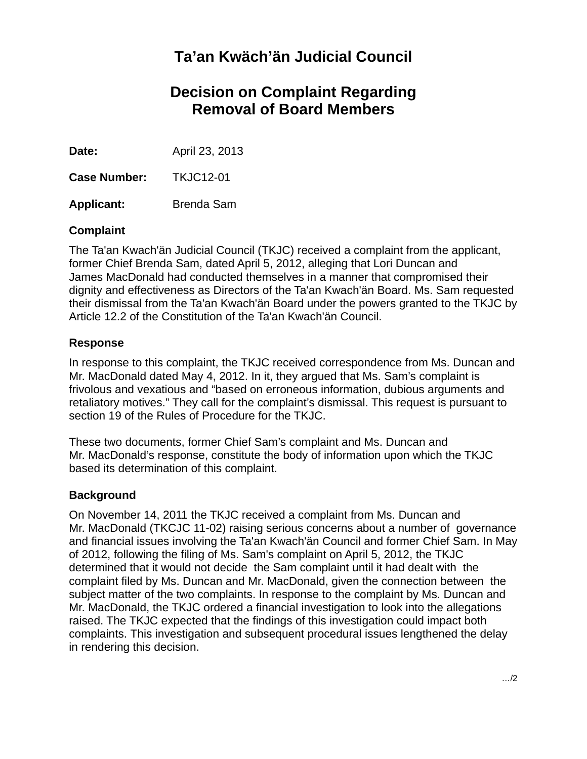# Ta'an Kwäch'än Judicial Council

## Decision on Complaint Regarding Removal of Board Members

**Date:** April 23, 2013

**Case Number:** TKJC12-01

**Applicant:** Brenda Sam

### Complaint

The Ta'an Kwach'än Judicial Council (TKJC) received a complaint from the applicant, former Chief Brenda Sam, dated April 5, 2012, alleging that Lori Duncan and James MacDonald had conducted themselves in a manner that compromised their dignity and effectiveness as Directors of the Ta'an Kwach'än Board. Ms. Sam requested their dismissal from the Ta'an Kwach'än Board under the powers granted to the TKJC by Article 12.2 of the Constitution of the Ta'an Kwach'än Council.

### Response

In response to this complaint, the TKJC received correspondence from Ms. Duncan and Mr. MacDonald dated May 4, 2012. In it, they argued that Ms. Sam's complaint is frivolous and vexatious and "based on erroneous information, dubious arguments and retaliatory motives." They call for the complaint's dismissal. This request is pursuant to section 19 of the Rules of Procedure for the TKJC.

These two documents, former Chief Sam's complaint and Ms. Duncan and Mr. MacDonald's response, constitute the body of information upon which the TKJC based its determination of this complaint.

### Background

On November 14, 2011 the TKJC received a complaint from Ms. Duncan and Mr. MacDonald (TKCJC 11-02) raising serious concerns about a number of governance and financial issues involving the Ta'an Kwach'än Council and former Chief Sam. In May of 2012, following the filing of Ms. Sam's complaint on April 5, 2012, the TKJC determined that it would not decide the Sam complaint until it had dealt with the complaint filed by Ms. Duncan and Mr. MacDonald, given the connection between the subject matter of the two complaints. In response to the complaint by Ms. Duncan and Mr. MacDonald, the TKJC ordered a financial investigation to look into the allegations raised. The TKJC expected that the findings of this investigation could impact both complaints. This investigation and subsequent procedural issues lengthened the delay in rendering this decision.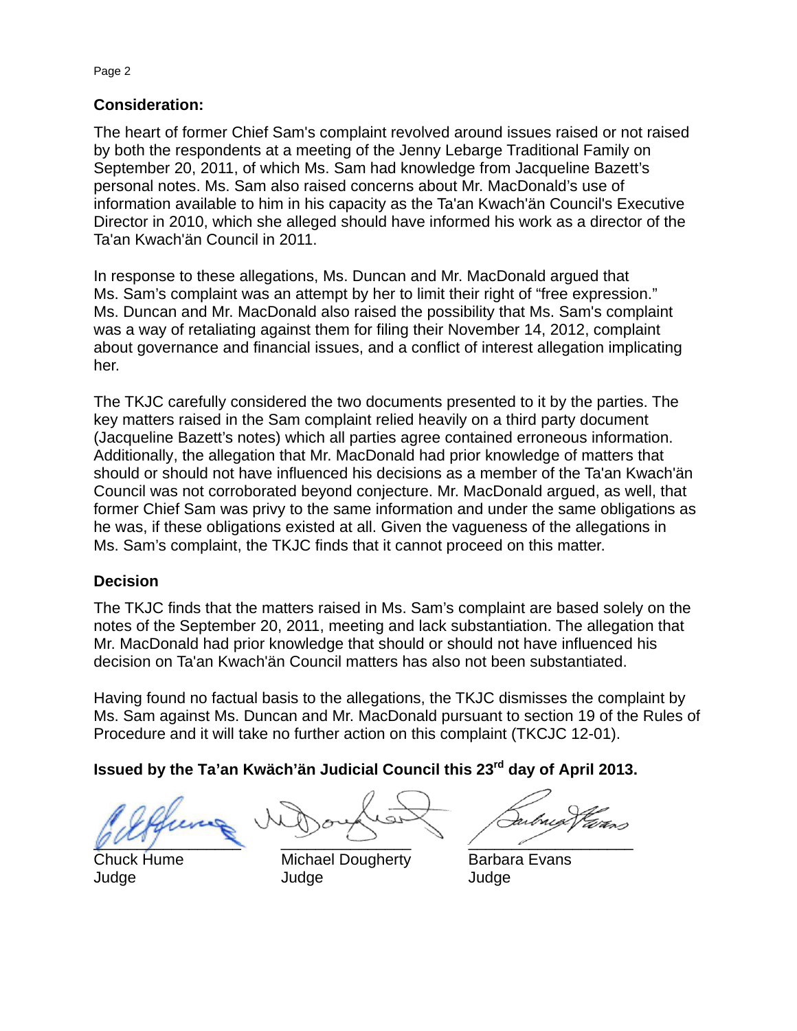## Consideration:

The heart of former Chief Sam's complaint revolved around issues raised or not raised by both the respondents at a meeting of the Jenny Lebarge Traditional Family on September 20, 2011, of which Ms. Sam had knowledge from Jacqueline Bazett's personal notes. Ms. Sam also raised concerns about Mr. MacDonald's use of information available to him in his capacity as the Ta'an Kwach'än Council's Executive Director in 2010, which she alleged should have informed his work as a director of the Ta'an Kwach'än Council in 2011.

In response to these allegations, Ms. Duncan and Mr. MacDonald argued that Ms. Sam's complaint was an attempt by her to limit their right of "free expression." Ms. Duncan and Mr. MacDonald also raised the possibility that Ms. Sam's complaint was a way of retaliating against them for filing their November 14, 2012, complaint about governance and financial issues, and a conflict of interest allegation implicating her.

The TKJC carefully considered the two documents presented to it by the parties. The key matters raised in the Sam complaint relied heavily on a third party document (Jacqueline Bazett's notes) which all parties agree contained erroneous information. Additionally, the allegation that Mr. MacDonald had prior knowledge of matters that should or should not have influenced his decisions as a member of the Ta'an Kwach'än Council was not corroborated beyond conjecture. Mr. MacDonald argued, as well, that former Chief Sam was privy to the same information and under the same obligations as he was, if these obligations existed at all. Given the vagueness of the allegations in Ms. Sam's complaint, the TKJC finds that it cannot proceed on this matter.

## Decision

The TKJC finds that the matters raised in Ms. Sam's complaint are based solely on the notes of the September 20, 2011, meeting and lack substantiation. The allegation that Mr. MacDonald had prior knowledge that should or should not have influenced his decision on Ta'an Kwach'än Council matters has also not been substantiated.

Having found no factual basis to the allegations, the TKJC dismisses the complaint by Ms. Sam against Ms. Duncan and Mr. MacDonald pursuant to section 19 of the Rules of Procedure and it will take no further action on this complaint (TKCJC 12-01).

**Issued by the Ta'an Kwäch'än Judicial Council this 23rd day of April 2013.**

| | | |
|---|---|---|
| Chuck Hume | Michael Dougherty | Barbara Evans |
| Judge | Judge | Judge |